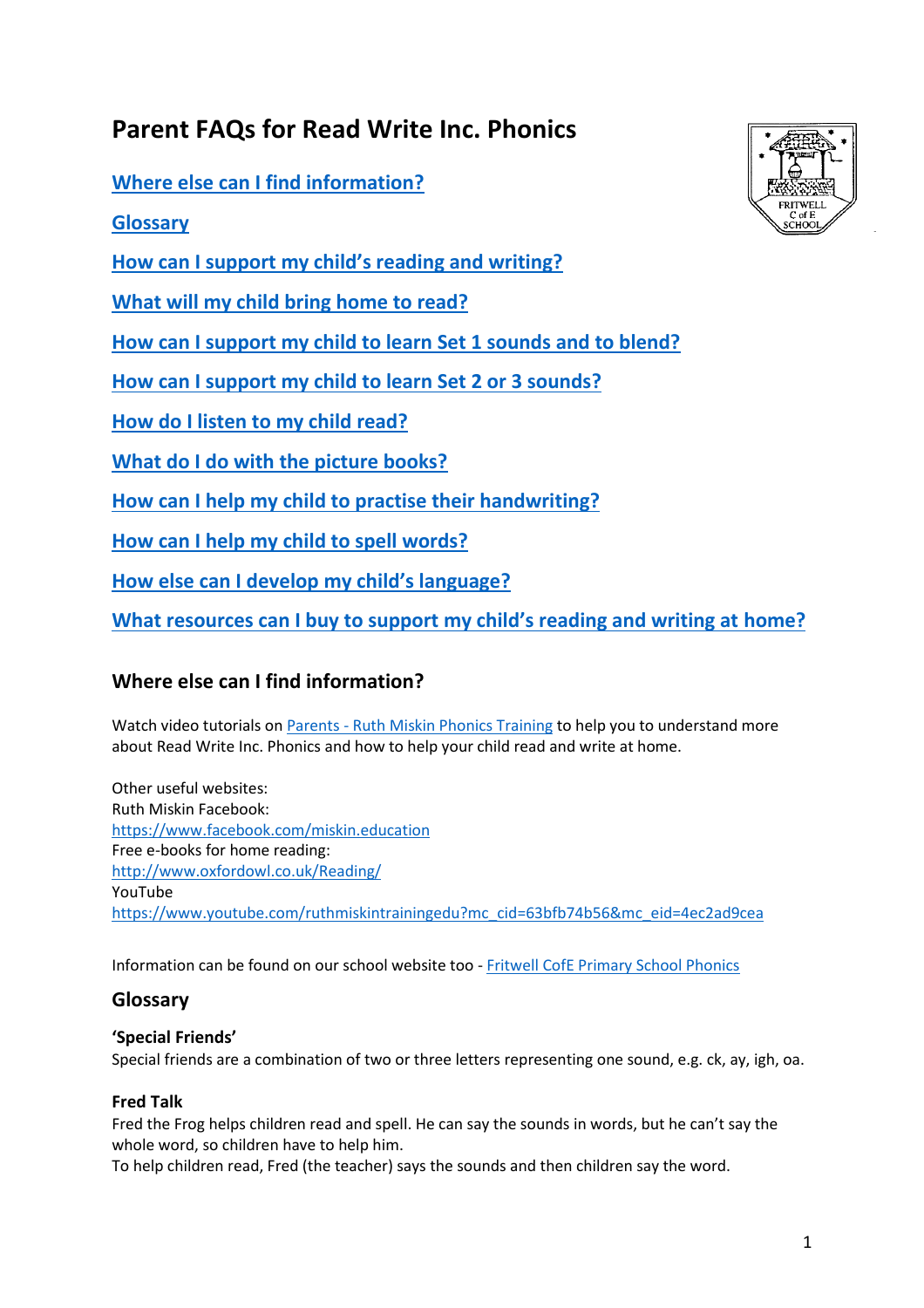# Parent FAQs for Read Write Inc. Phonics

[Where else can I find information?](#)

[Glossary](#)

[How can I support my child's reading and writing?](#)

[What will my child bring home to read?](#)

[How can I support my child to learn Set 1 sounds and to blend?](#)

[How can I support my child to learn Set 2 or 3 sounds?](#)

[How do I listen to my child read?](#)

[What do I do with the picture books?](#)

[How can I help my child to practise their handwriting?](#)

[How can I help my child to spell words?](#)

[How else can I develop my child's language?](#)

[What resources can I buy to support my child's reading and writing at home?](#)

## Where else can I find information?

Watch video tutorials on Parents - Ruth Miskin Phonics Training to help you to understand more about Read Write Inc. Phonics and how to help your child read and write at home.

Other useful websites:
Ruth Miskin Facebook:
https://www.facebook.com/miskin.education
Free e-books for home reading:
http://www.oxfordowl.co.uk/Reading/
YouTube
https://www.youtube.com/ruthmiskintrainingedu?mc_cid=63bfb74b56&mc_eid=4ec2ad9cea

Information can be found on our school website too - Fritwell CofE Primary School Phonics

## Glossary

**'Special Friends'**
Special friends are a combination of two or three letters representing one sound, e.g. ck, ay, igh, oa.

**Fred Talk**
Fred the Frog helps children read and spell. He can say the sounds in words, but he can't say the whole word, so children have to help him.
To help children read, Fred (the teacher) says the sounds and then children say the word.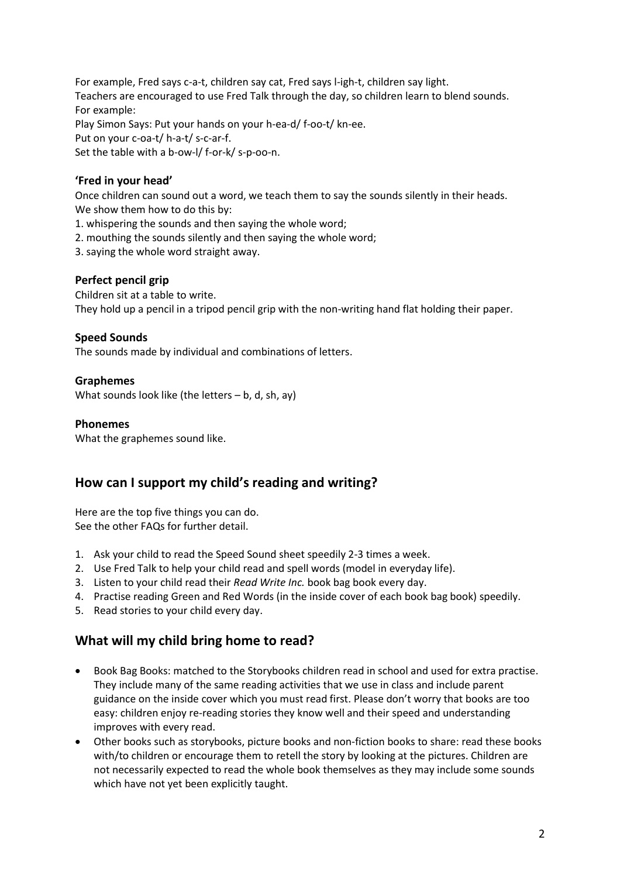For example, Fred says c-a-t, children say cat, Fred says l-igh-t, children say light.
Teachers are encouraged to use Fred Talk through the day, so children learn to blend sounds.
For example:
Play Simon Says: Put your hands on your h-ea-d/ f-oo-t/ kn-ee.
Put on your c-oa-t/ h-a-t/ s-c-ar-f.
Set the table with a b-ow-l/ f-or-k/ s-p-oo-n.

### 'Fred in your head'

Once children can sound out a word, we teach them to say the sounds silently in their heads.
We show them how to do this by:
1. whispering the sounds and then saying the whole word;
2. mouthing the sounds silently and then saying the whole word;
3. saying the whole word straight away.

### Perfect pencil grip

Children sit at a table to write.
They hold up a pencil in a tripod pencil grip with the non-writing hand flat holding their paper.

### Speed Sounds

The sounds made by individual and combinations of letters.

### Graphemes

What sounds look like (the letters – b, d, sh, ay)

### Phonemes

What the graphemes sound like.

## How can I support my child's reading and writing?

Here are the top five things you can do.
See the other FAQs for further detail.

1. Ask your child to read the Speed Sound sheet speedily 2-3 times a week.
2. Use Fred Talk to help your child read and spell words (model in everyday life).
3. Listen to your child read their *Read Write Inc.* book bag book every day.
4. Practise reading Green and Red Words (in the inside cover of each book bag book) speedily.
5. Read stories to your child every day.

## What will my child bring home to read?

- Book Bag Books: matched to the Storybooks children read in school and used for extra practise. They include many of the same reading activities that we use in class and include parent guidance on the inside cover which you must read first. Please don't worry that books are too easy: children enjoy re-reading stories they know well and their speed and understanding improves with every read.
- Other books such as storybooks, picture books and non-fiction books to share: read these books with/to children or encourage them to retell the story by looking at the pictures. Children are not necessarily expected to read the whole book themselves as they may include some sounds which have not yet been explicitly taught.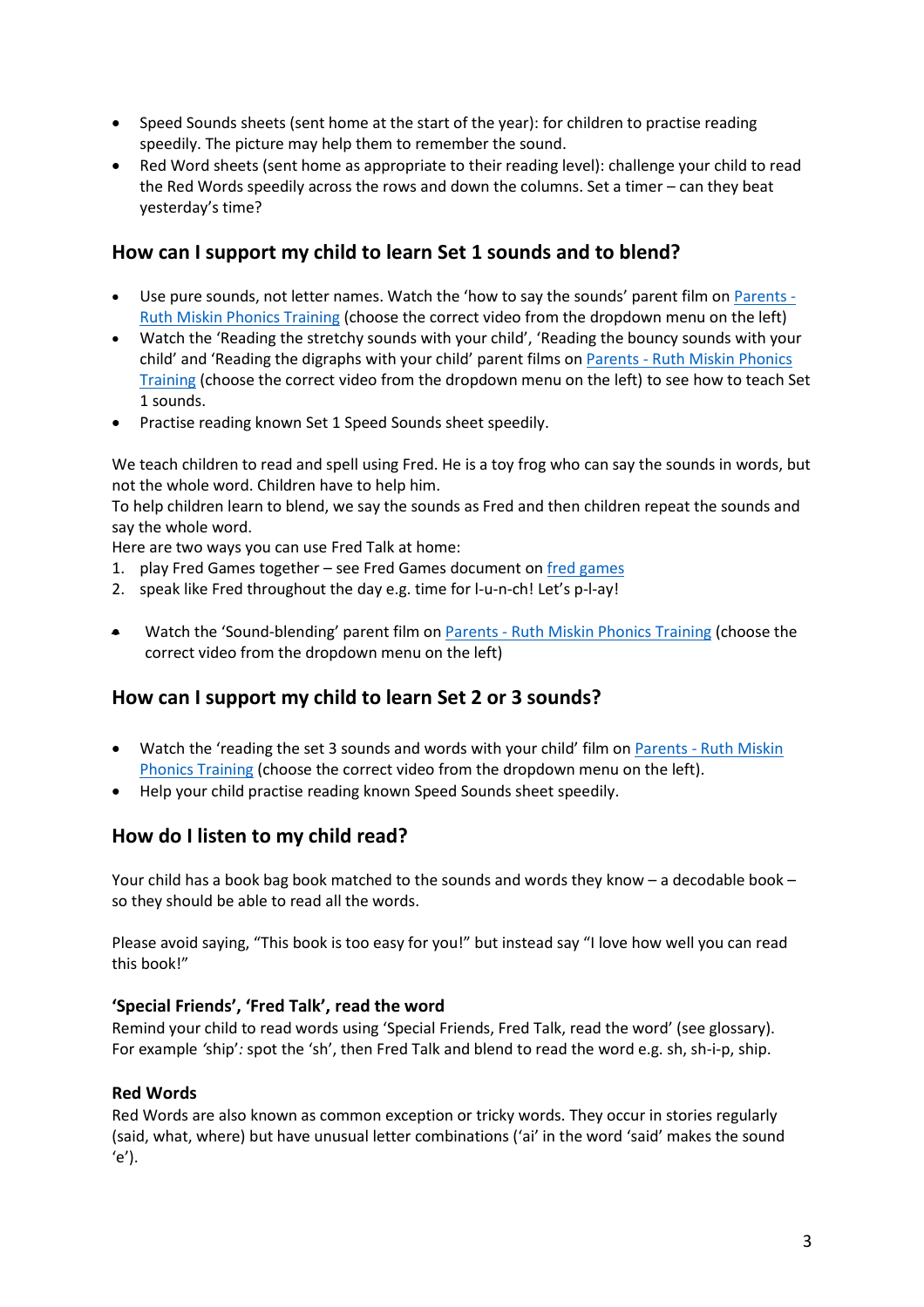- Speed Sounds sheets (sent home at the start of the year): for children to practise reading speedily. The picture may help them to remember the sound.
- Red Word sheets (sent home as appropriate to their reading level): challenge your child to read the Red Words speedily across the rows and down the columns. Set a timer – can they beat yesterday's time?

## How can I support my child to learn Set 1 sounds and to blend?

- Use pure sounds, not letter names. Watch the 'how to say the sounds' parent film on Parents - Ruth Miskin Phonics Training (choose the correct video from the dropdown menu on the left)
- Watch the 'Reading the stretchy sounds with your child', 'Reading the bouncy sounds with your child' and 'Reading the digraphs with your child' parent films on Parents - Ruth Miskin Phonics Training (choose the correct video from the dropdown menu on the left) to see how to teach Set 1 sounds.
- Practise reading known Set 1 Speed Sounds sheet speedily.

We teach children to read and spell using Fred. He is a toy frog who can say the sounds in words, but not the whole word. Children have to help him.
To help children learn to blend, we say the sounds as Fred and then children repeat the sounds and say the whole word.
Here are two ways you can use Fred Talk at home:

1. play Fred Games together – see Fred Games document on fred games
2. speak like Fred throughout the day e.g. time for l-u-n-ch! Let's p-l-ay!

- Watch the 'Sound-blending' parent film on Parents - Ruth Miskin Phonics Training (choose the correct video from the dropdown menu on the left)

## How can I support my child to learn Set 2 or 3 sounds?

- Watch the 'reading the set 3 sounds and words with your child' film on Parents - Ruth Miskin Phonics Training (choose the correct video from the dropdown menu on the left).
- Help your child practise reading known Speed Sounds sheet speedily.

## How do I listen to my child read?

Your child has a book bag book matched to the sounds and words they know – a decodable book – so they should be able to read all the words.

Please avoid saying, "This book is too easy for you!" but instead say "I love how well you can read this book!"

### 'Special Friends', 'Fred Talk', read the word

Remind your child to read words using 'Special Friends, Fred Talk, read the word' (see glossary). For example *'ship':* spot the 'sh', then Fred Talk and blend to read the word e.g. sh, sh-i-p, ship.

### Red Words

Red Words are also known as common exception or tricky words. They occur in stories regularly (said, what, where) but have unusual letter combinations ('ai' in the word 'said' makes the sound 'e').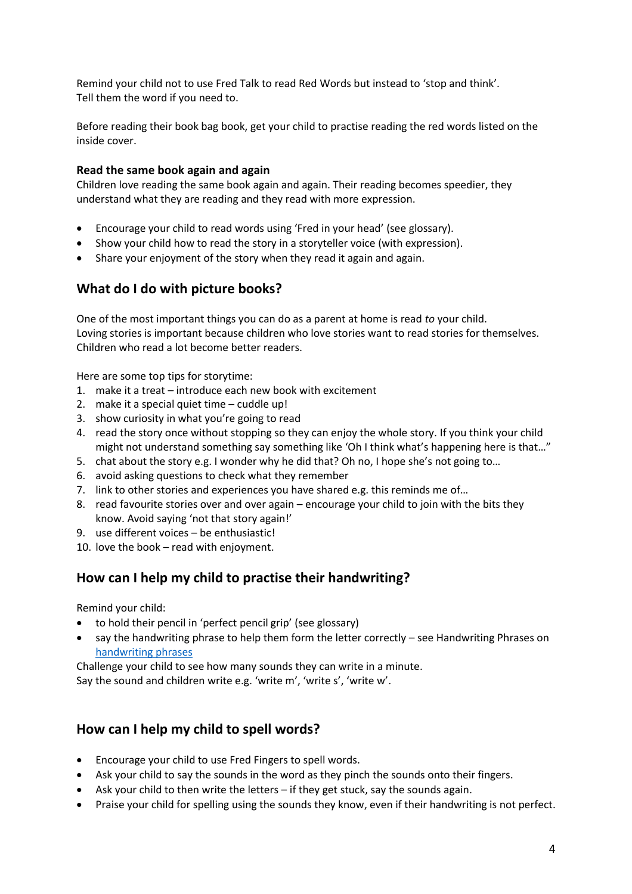Remind your child not to use Fred Talk to read Red Words but instead to 'stop and think'.
Tell them the word if you need to.

Before reading their book bag book, get your child to practise reading the red words listed on the inside cover.

**Read the same book again and again**

Children love reading the same book again and again. Their reading becomes speedier, they understand what they are reading and they read with more expression.

- Encourage your child to read words using 'Fred in your head' (see glossary).
- Show your child how to read the story in a storyteller voice (with expression).
- Share your enjoyment of the story when they read it again and again.

## What do I do with picture books?

One of the most important things you can do as a parent at home is read *to* your child.
Loving stories is important because children who love stories want to read stories for themselves. Children who read a lot become better readers.

Here are some top tips for storytime:

1. make it a treat – introduce each new book with excitement
2. make it a special quiet time – cuddle up!
3. show curiosity in what you're going to read
4. read the story once without stopping so they can enjoy the whole story. If you think your child might not understand something say something like 'Oh I think what's happening here is that…"
5. chat about the story e.g. I wonder why he did that? Oh no, I hope she's not going to…
6. avoid asking questions to check what they remember
7. link to other stories and experiences you have shared e.g. this reminds me of…
8. read favourite stories over and over again – encourage your child to join with the bits they know. Avoid saying 'not that story again!'
9. use different voices – be enthusiastic!
10. love the book – read with enjoyment.

## How can I help my child to practise their handwriting?

Remind your child:

- to hold their pencil in 'perfect pencil grip' (see glossary)
- say the handwriting phrase to help them form the letter correctly – see Handwriting Phrases on [handwriting phrases](handwriting phrases)

Challenge your child to see how many sounds they can write in a minute.
Say the sound and children write e.g. 'write m', 'write s', 'write w'.

## How can I help my child to spell words?

- Encourage your child to use Fred Fingers to spell words.
- Ask your child to say the sounds in the word as they pinch the sounds onto their fingers.
- Ask your child to then write the letters – if they get stuck, say the sounds again.
- Praise your child for spelling using the sounds they know, even if their handwriting is not perfect.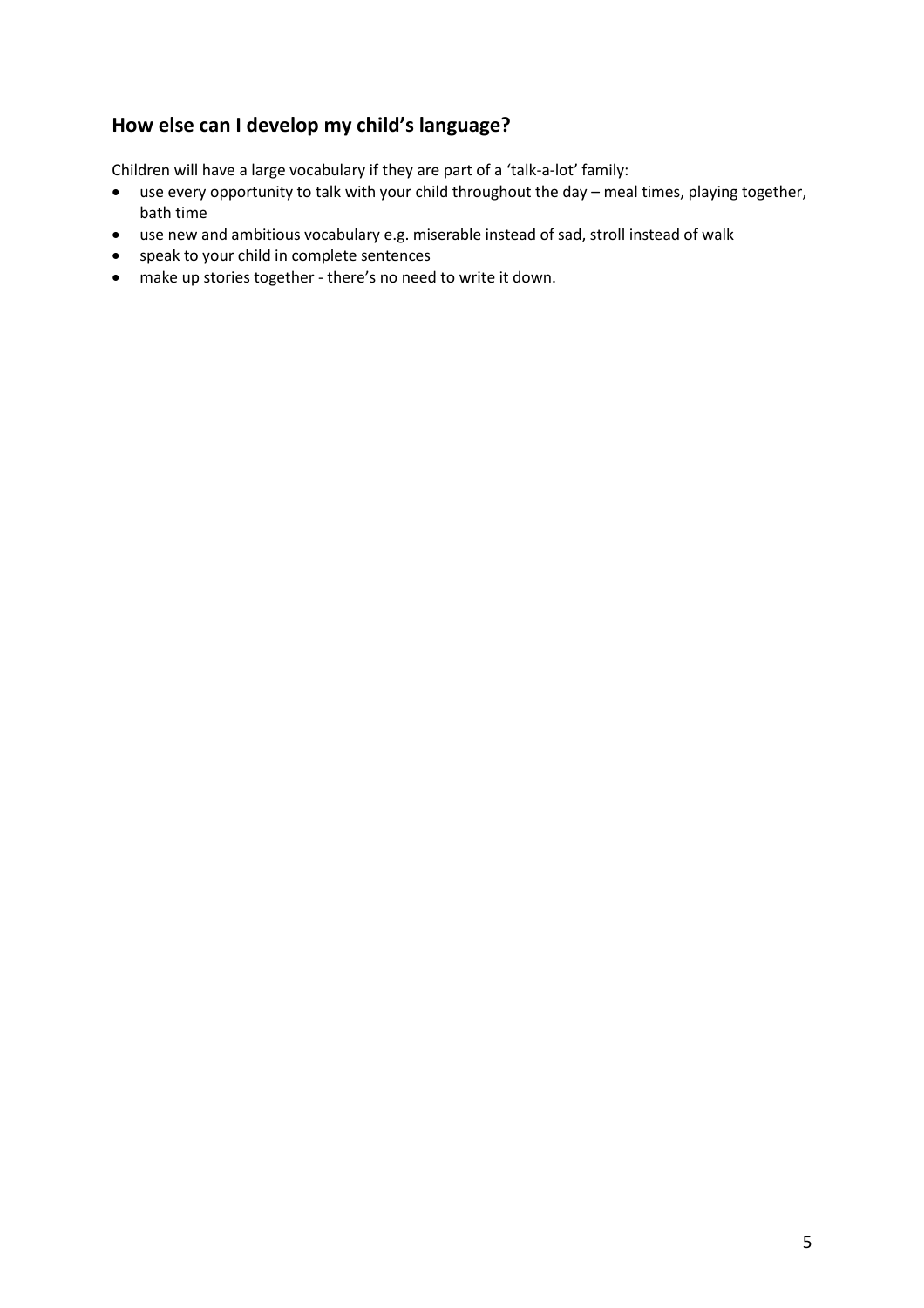## How else can I develop my child's language?

Children will have a large vocabulary if they are part of a 'talk-a-lot' family:

- use every opportunity to talk with your child throughout the day – meal times, playing together, bath time
- use new and ambitious vocabulary e.g. miserable instead of sad, stroll instead of walk
- speak to your child in complete sentences
- make up stories together - there's no need to write it down.